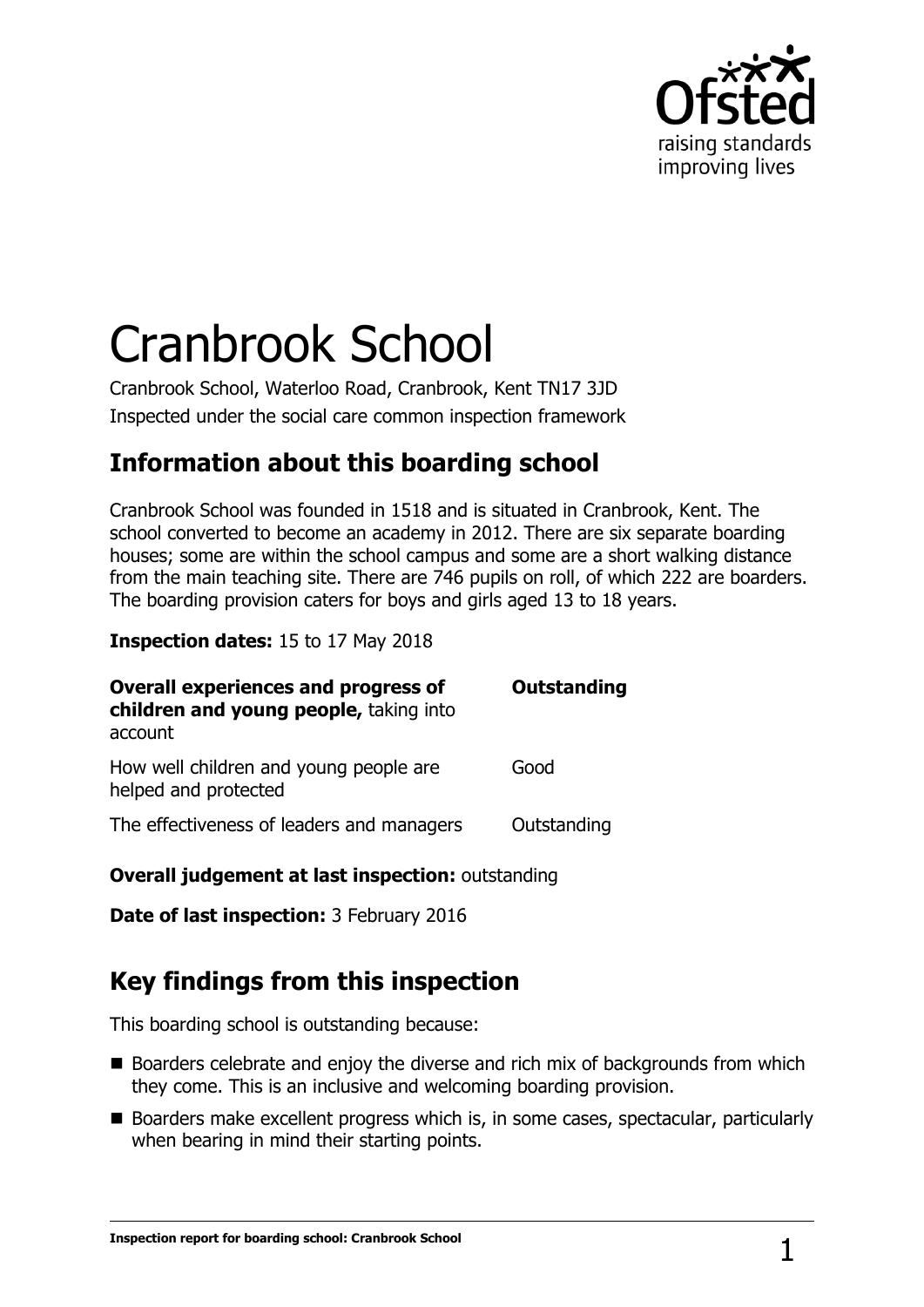# Cranbrook School

Cranbrook School, Waterloo Road, Cranbrook, Kent TN17 3JD

Inspected under the social care common inspection framework

## Information about this boarding school

Cranbrook School was founded in 1518 and is situated in Cranbrook, Kent. The school converted to become an academy in 2012. There are six separate boarding houses; some are within the school campus and some are a short walking distance from the main teaching site. There are 746 pupils on roll, of which 222 are boarders. The boarding provision caters for boys and girls aged 13 to 18 years.

**Inspection dates:** 15 to 17 May 2018

| | |
|---|---|
| **Overall experiences and progress of children and young people,** taking into account | **Outstanding** |
| How well children and young people are helped and protected | Good |
| The effectiveness of leaders and managers | Outstanding |

**Overall judgement at last inspection:** outstanding

**Date of last inspection:** 3 February 2016

## Key findings from this inspection

This boarding school is outstanding because:

- Boarders celebrate and enjoy the diverse and rich mix of backgrounds from which they come. This is an inclusive and welcoming boarding provision.
- Boarders make excellent progress which is, in some cases, spectacular, particularly when bearing in mind their starting points.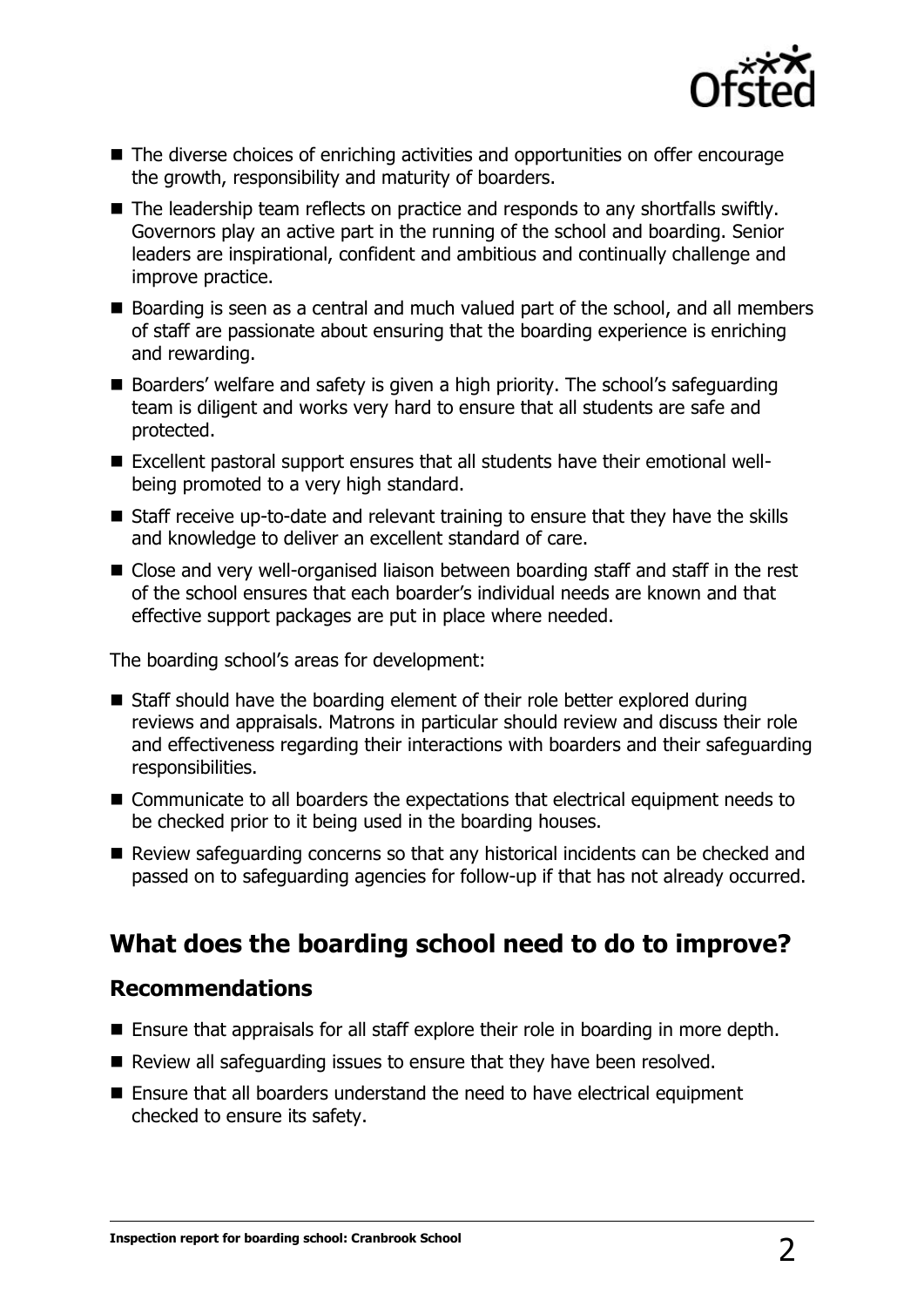- The diverse choices of enriching activities and opportunities on offer encourage the growth, responsibility and maturity of boarders.
- The leadership team reflects on practice and responds to any shortfalls swiftly. Governors play an active part in the running of the school and boarding. Senior leaders are inspirational, confident and ambitious and continually challenge and improve practice.
- Boarding is seen as a central and much valued part of the school, and all members of staff are passionate about ensuring that the boarding experience is enriching and rewarding.
- Boarders' welfare and safety is given a high priority. The school's safeguarding team is diligent and works very hard to ensure that all students are safe and protected.
- Excellent pastoral support ensures that all students have their emotional well-being promoted to a very high standard.
- Staff receive up-to-date and relevant training to ensure that they have the skills and knowledge to deliver an excellent standard of care.
- Close and very well-organised liaison between boarding staff and staff in the rest of the school ensures that each boarder's individual needs are known and that effective support packages are put in place where needed.

The boarding school's areas for development:

- Staff should have the boarding element of their role better explored during reviews and appraisals. Matrons in particular should review and discuss their role and effectiveness regarding their interactions with boarders and their safeguarding responsibilities.
- Communicate to all boarders the expectations that electrical equipment needs to be checked prior to it being used in the boarding houses.
- Review safeguarding concerns so that any historical incidents can be checked and passed on to safeguarding agencies for follow-up if that has not already occurred.

## What does the boarding school need to do to improve?

### Recommendations

- Ensure that appraisals for all staff explore their role in boarding in more depth.
- Review all safeguarding issues to ensure that they have been resolved.
- Ensure that all boarders understand the need to have electrical equipment checked to ensure its safety.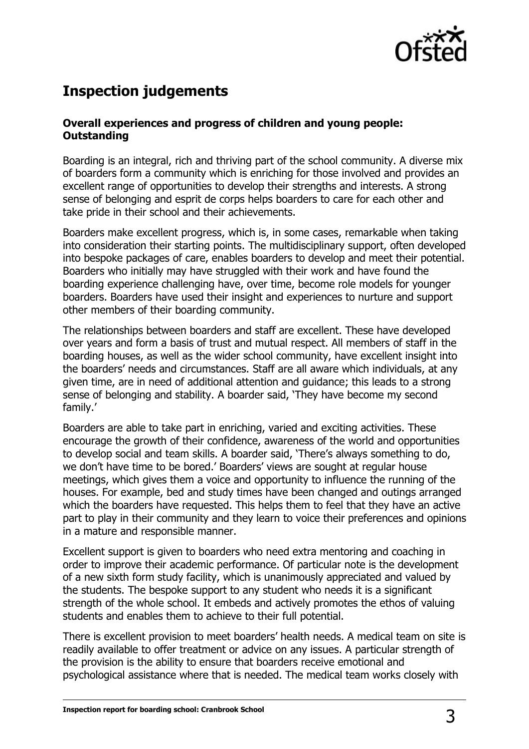## Inspection judgements

### Overall experiences and progress of children and young people: Outstanding

Boarding is an integral, rich and thriving part of the school community. A diverse mix of boarders form a community which is enriching for those involved and provides an excellent range of opportunities to develop their strengths and interests. A strong sense of belonging and esprit de corps helps boarders to care for each other and take pride in their school and their achievements.

Boarders make excellent progress, which is, in some cases, remarkable when taking into consideration their starting points. The multidisciplinary support, often developed into bespoke packages of care, enables boarders to develop and meet their potential. Boarders who initially may have struggled with their work and have found the boarding experience challenging have, over time, become role models for younger boarders. Boarders have used their insight and experiences to nurture and support other members of their boarding community.

The relationships between boarders and staff are excellent. These have developed over years and form a basis of trust and mutual respect. All members of staff in the boarding houses, as well as the wider school community, have excellent insight into the boarders' needs and circumstances. Staff are all aware which individuals, at any given time, are in need of additional attention and guidance; this leads to a strong sense of belonging and stability. A boarder said, 'They have become my second family.'

Boarders are able to take part in enriching, varied and exciting activities. These encourage the growth of their confidence, awareness of the world and opportunities to develop social and team skills. A boarder said, 'There's always something to do, we don't have time to be bored.' Boarders' views are sought at regular house meetings, which gives them a voice and opportunity to influence the running of the houses. For example, bed and study times have been changed and outings arranged which the boarders have requested. This helps them to feel that they have an active part to play in their community and they learn to voice their preferences and opinions in a mature and responsible manner.

Excellent support is given to boarders who need extra mentoring and coaching in order to improve their academic performance. Of particular note is the development of a new sixth form study facility, which is unanimously appreciated and valued by the students. The bespoke support to any student who needs it is a significant strength of the whole school. It embeds and actively promotes the ethos of valuing students and enables them to achieve to their full potential.

There is excellent provision to meet boarders' health needs. A medical team on site is readily available to offer treatment or advice on any issues. A particular strength of the provision is the ability to ensure that boarders receive emotional and psychological assistance where that is needed. The medical team works closely with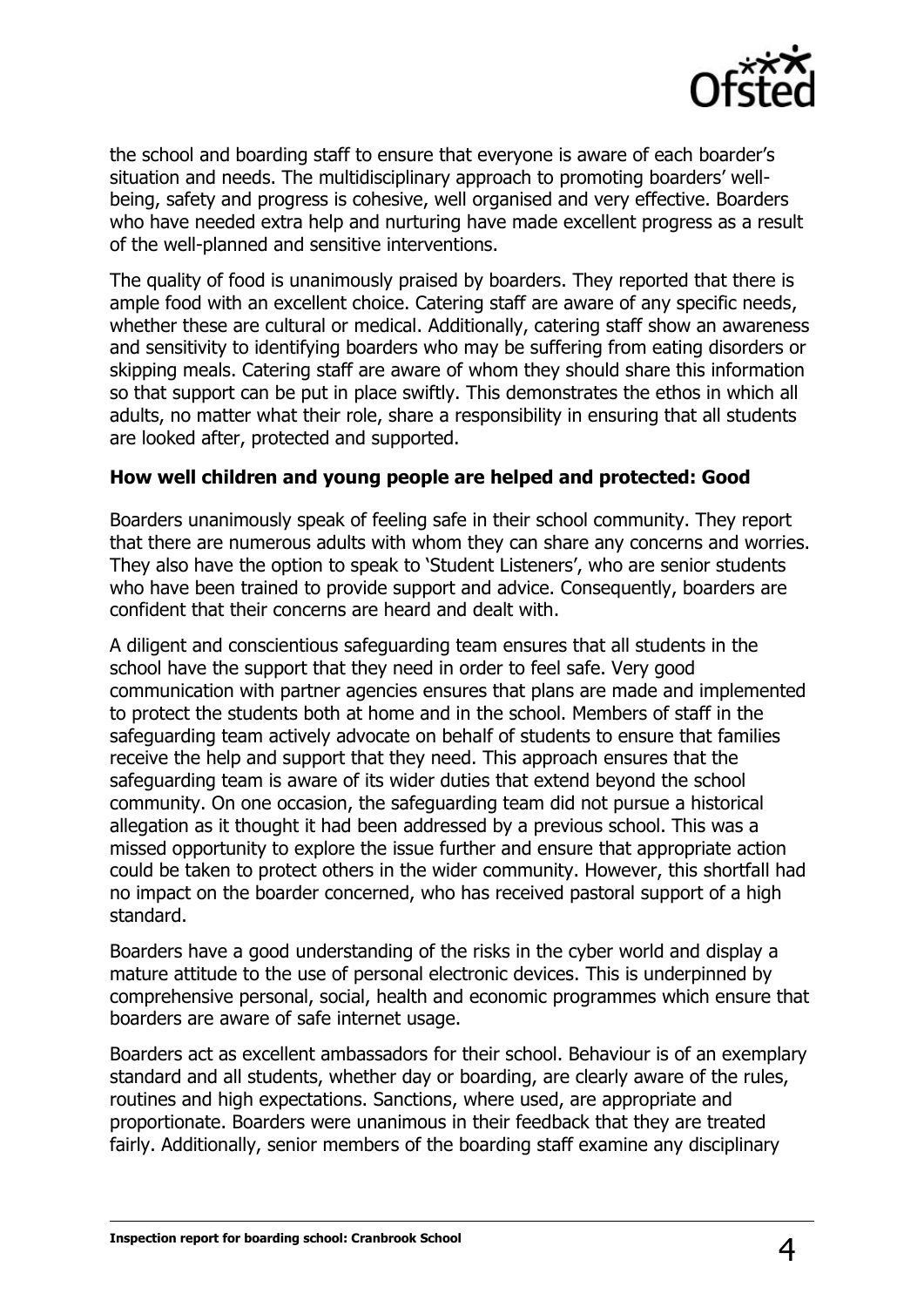the school and boarding staff to ensure that everyone is aware of each boarder's situation and needs. The multidisciplinary approach to promoting boarders' well-being, safety and progress is cohesive, well organised and very effective. Boarders who have needed extra help and nurturing have made excellent progress as a result of the well-planned and sensitive interventions.

The quality of food is unanimously praised by boarders. They reported that there is ample food with an excellent choice. Catering staff are aware of any specific needs, whether these are cultural or medical. Additionally, catering staff show an awareness and sensitivity to identifying boarders who may be suffering from eating disorders or skipping meals. Catering staff are aware of whom they should share this information so that support can be put in place swiftly. This demonstrates the ethos in which all adults, no matter what their role, share a responsibility in ensuring that all students are looked after, protected and supported.

**How well children and young people are helped and protected: Good**

Boarders unanimously speak of feeling safe in their school community. They report that there are numerous adults with whom they can share any concerns and worries. They also have the option to speak to 'Student Listeners', who are senior students who have been trained to provide support and advice. Consequently, boarders are confident that their concerns are heard and dealt with.

A diligent and conscientious safeguarding team ensures that all students in the school have the support that they need in order to feel safe. Very good communication with partner agencies ensures that plans are made and implemented to protect the students both at home and in the school. Members of staff in the safeguarding team actively advocate on behalf of students to ensure that families receive the help and support that they need. This approach ensures that the safeguarding team is aware of its wider duties that extend beyond the school community. On one occasion, the safeguarding team did not pursue a historical allegation as it thought it had been addressed by a previous school. This was a missed opportunity to explore the issue further and ensure that appropriate action could be taken to protect others in the wider community. However, this shortfall had no impact on the boarder concerned, who has received pastoral support of a high standard.

Boarders have a good understanding of the risks in the cyber world and display a mature attitude to the use of personal electronic devices. This is underpinned by comprehensive personal, social, health and economic programmes which ensure that boarders are aware of safe internet usage.

Boarders act as excellent ambassadors for their school. Behaviour is of an exemplary standard and all students, whether day or boarding, are clearly aware of the rules, routines and high expectations. Sanctions, where used, are appropriate and proportionate. Boarders were unanimous in their feedback that they are treated fairly. Additionally, senior members of the boarding staff examine any disciplinary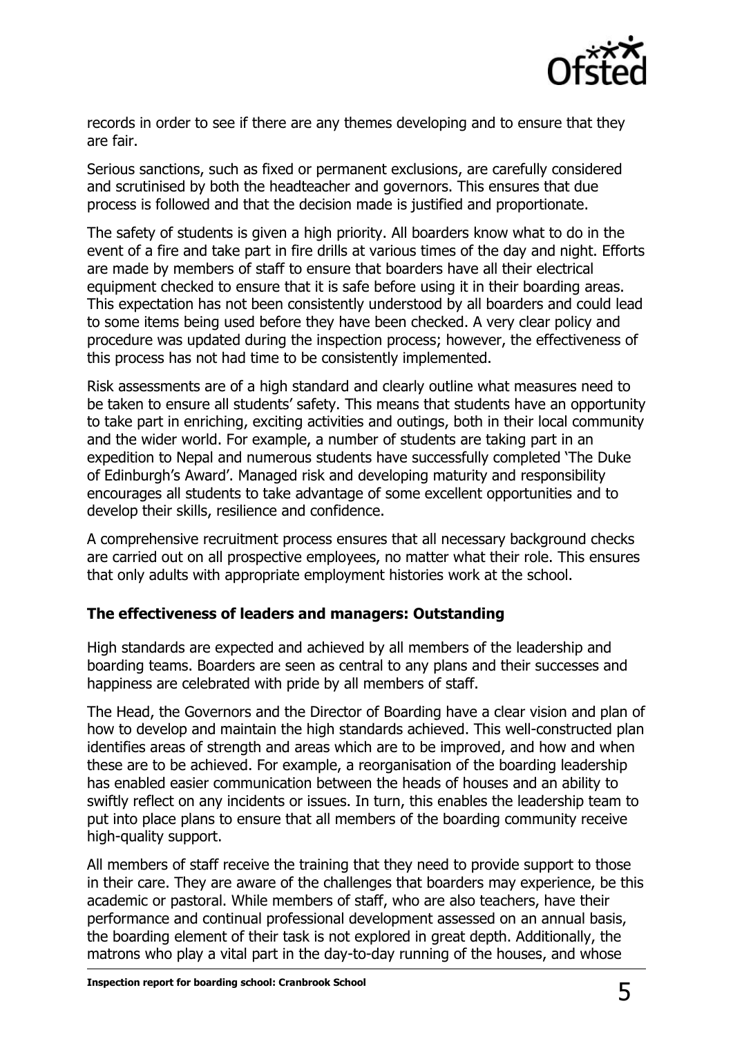records in order to see if there are any themes developing and to ensure that they are fair.

Serious sanctions, such as fixed or permanent exclusions, are carefully considered and scrutinised by both the headteacher and governors. This ensures that due process is followed and that the decision made is justified and proportionate.

The safety of students is given a high priority. All boarders know what to do in the event of a fire and take part in fire drills at various times of the day and night. Efforts are made by members of staff to ensure that boarders have all their electrical equipment checked to ensure that it is safe before using it in their boarding areas. This expectation has not been consistently understood by all boarders and could lead to some items being used before they have been checked. A very clear policy and procedure was updated during the inspection process; however, the effectiveness of this process has not had time to be consistently implemented.

Risk assessments are of a high standard and clearly outline what measures need to be taken to ensure all students' safety. This means that students have an opportunity to take part in enriching, exciting activities and outings, both in their local community and the wider world. For example, a number of students are taking part in an expedition to Nepal and numerous students have successfully completed 'The Duke of Edinburgh's Award'. Managed risk and developing maturity and responsibility encourages all students to take advantage of some excellent opportunities and to develop their skills, resilience and confidence.

A comprehensive recruitment process ensures that all necessary background checks are carried out on all prospective employees, no matter what their role. This ensures that only adults with appropriate employment histories work at the school.

### The effectiveness of leaders and managers: Outstanding

High standards are expected and achieved by all members of the leadership and boarding teams. Boarders are seen as central to any plans and their successes and happiness are celebrated with pride by all members of staff.

The Head, the Governors and the Director of Boarding have a clear vision and plan of how to develop and maintain the high standards achieved. This well-constructed plan identifies areas of strength and areas which are to be improved, and how and when these are to be achieved. For example, a reorganisation of the boarding leadership has enabled easier communication between the heads of houses and an ability to swiftly reflect on any incidents or issues. In turn, this enables the leadership team to put into place plans to ensure that all members of the boarding community receive high-quality support.

All members of staff receive the training that they need to provide support to those in their care. They are aware of the challenges that boarders may experience, be this academic or pastoral. While members of staff, who are also teachers, have their performance and continual professional development assessed on an annual basis, the boarding element of their task is not explored in great depth. Additionally, the matrons who play a vital part in the day-to-day running of the houses, and whose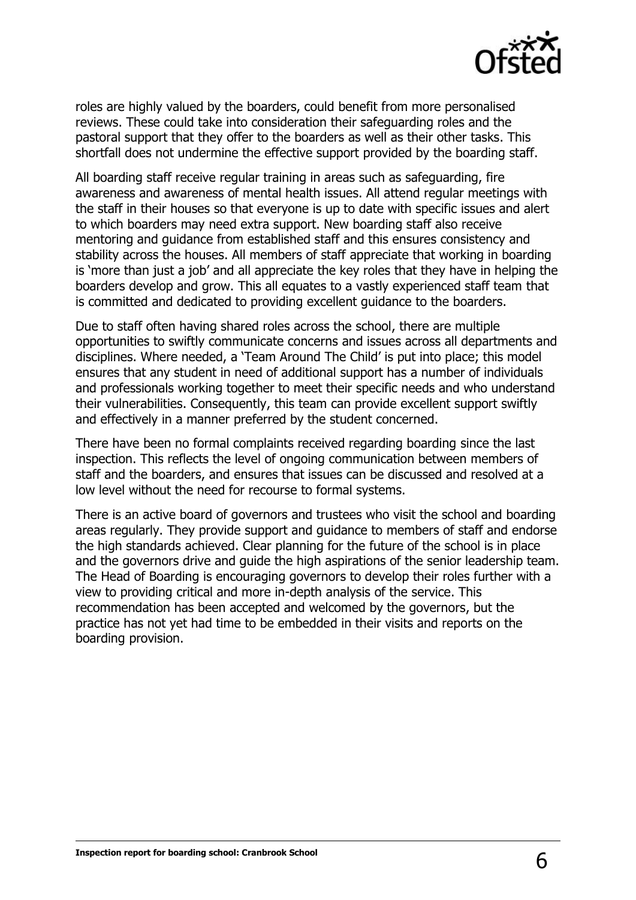roles are highly valued by the boarders, could benefit from more personalised reviews. These could take into consideration their safeguarding roles and the pastoral support that they offer to the boarders as well as their other tasks. This shortfall does not undermine the effective support provided by the boarding staff.

All boarding staff receive regular training in areas such as safeguarding, fire awareness and awareness of mental health issues. All attend regular meetings with the staff in their houses so that everyone is up to date with specific issues and alert to which boarders may need extra support. New boarding staff also receive mentoring and guidance from established staff and this ensures consistency and stability across the houses. All members of staff appreciate that working in boarding is 'more than just a job' and all appreciate the key roles that they have in helping the boarders develop and grow. This all equates to a vastly experienced staff team that is committed and dedicated to providing excellent guidance to the boarders.

Due to staff often having shared roles across the school, there are multiple opportunities to swiftly communicate concerns and issues across all departments and disciplines. Where needed, a 'Team Around The Child' is put into place; this model ensures that any student in need of additional support has a number of individuals and professionals working together to meet their specific needs and who understand their vulnerabilities. Consequently, this team can provide excellent support swiftly and effectively in a manner preferred by the student concerned.

There have been no formal complaints received regarding boarding since the last inspection. This reflects the level of ongoing communication between members of staff and the boarders, and ensures that issues can be discussed and resolved at a low level without the need for recourse to formal systems.

There is an active board of governors and trustees who visit the school and boarding areas regularly. They provide support and guidance to members of staff and endorse the high standards achieved. Clear planning for the future of the school is in place and the governors drive and guide the high aspirations of the senior leadership team. The Head of Boarding is encouraging governors to develop their roles further with a view to providing critical and more in-depth analysis of the service. This recommendation has been accepted and welcomed by the governors, but the practice has not yet had time to be embedded in their visits and reports on the boarding provision.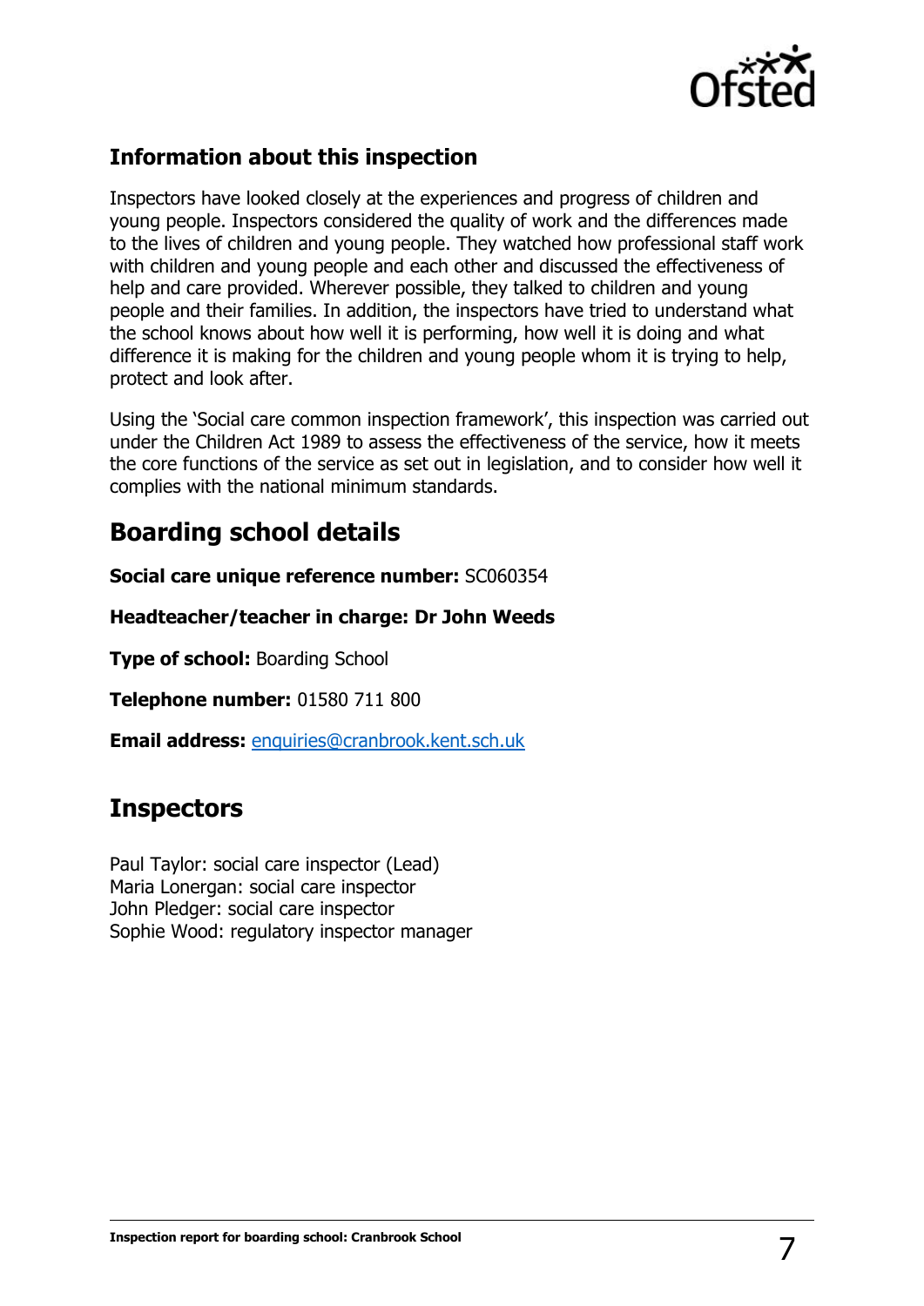### Information about this inspection

Inspectors have looked closely at the experiences and progress of children and young people. Inspectors considered the quality of work and the differences made to the lives of children and young people. They watched how professional staff work with children and young people and each other and discussed the effectiveness of help and care provided. Wherever possible, they talked to children and young people and their families. In addition, the inspectors have tried to understand what the school knows about how well it is performing, how well it is doing and what difference it is making for the children and young people whom it is trying to help, protect and look after.

Using the 'Social care common inspection framework', this inspection was carried out under the Children Act 1989 to assess the effectiveness of the service, how it meets the core functions of the service as set out in legislation, and to consider how well it complies with the national minimum standards.

## Boarding school details

**Social care unique reference number:** SC060354

**Headteacher/teacher in charge: Dr John Weeds**

**Type of school:** Boarding School

**Telephone number:** 01580 711 800

**Email address:** enquiries@cranbrook.kent.sch.uk

## Inspectors

Paul Taylor: social care inspector (Lead)
Maria Lonergan: social care inspector
John Pledger: social care inspector
Sophie Wood: regulatory inspector manager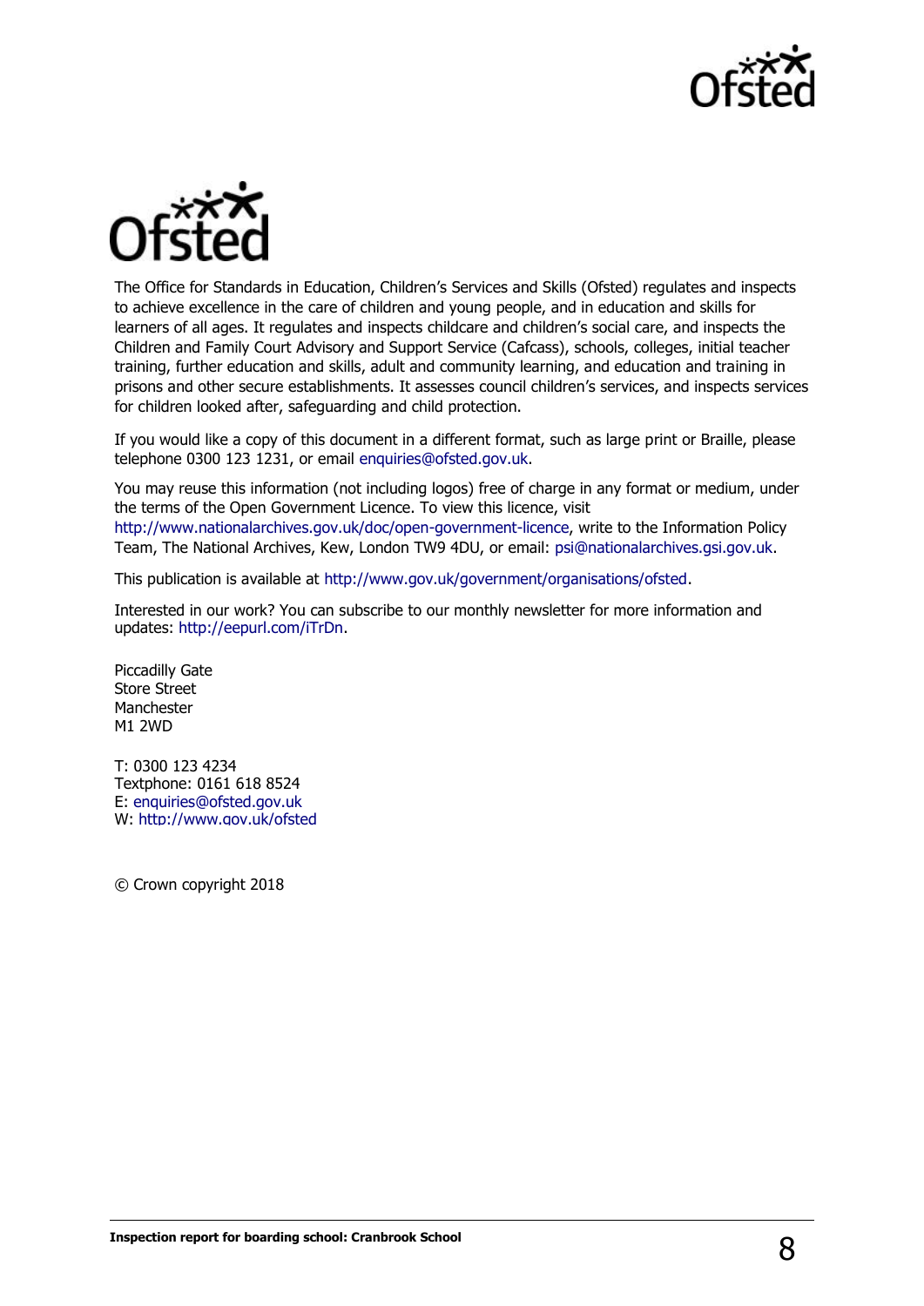The Office for Standards in Education, Children's Services and Skills (Ofsted) regulates and inspects to achieve excellence in the care of children and young people, and in education and skills for learners of all ages. It regulates and inspects childcare and children's social care, and inspects the Children and Family Court Advisory and Support Service (Cafcass), schools, colleges, initial teacher training, further education and skills, adult and community learning, and education and training in prisons and other secure establishments. It assesses council children's services, and inspects services for children looked after, safeguarding and child protection.

If you would like a copy of this document in a different format, such as large print or Braille, please telephone 0300 123 1231, or email enquiries@ofsted.gov.uk.

You may reuse this information (not including logos) free of charge in any format or medium, under the terms of the Open Government Licence. To view this licence, visit http://www.nationalarchives.gov.uk/doc/open-government-licence, write to the Information Policy Team, The National Archives, Kew, London TW9 4DU, or email: psi@nationalarchives.gsi.gov.uk.

This publication is available at http://www.gov.uk/government/organisations/ofsted.

Interested in our work? You can subscribe to our monthly newsletter for more information and updates: http://eepurl.com/iTrDn.

Piccadilly Gate
Store Street
Manchester
M1 2WD

T: 0300 123 4234
Textphone: 0161 618 8524
E: enquiries@ofsted.gov.uk
W: http://www.gov.uk/ofsted

© Crown copyright 2018